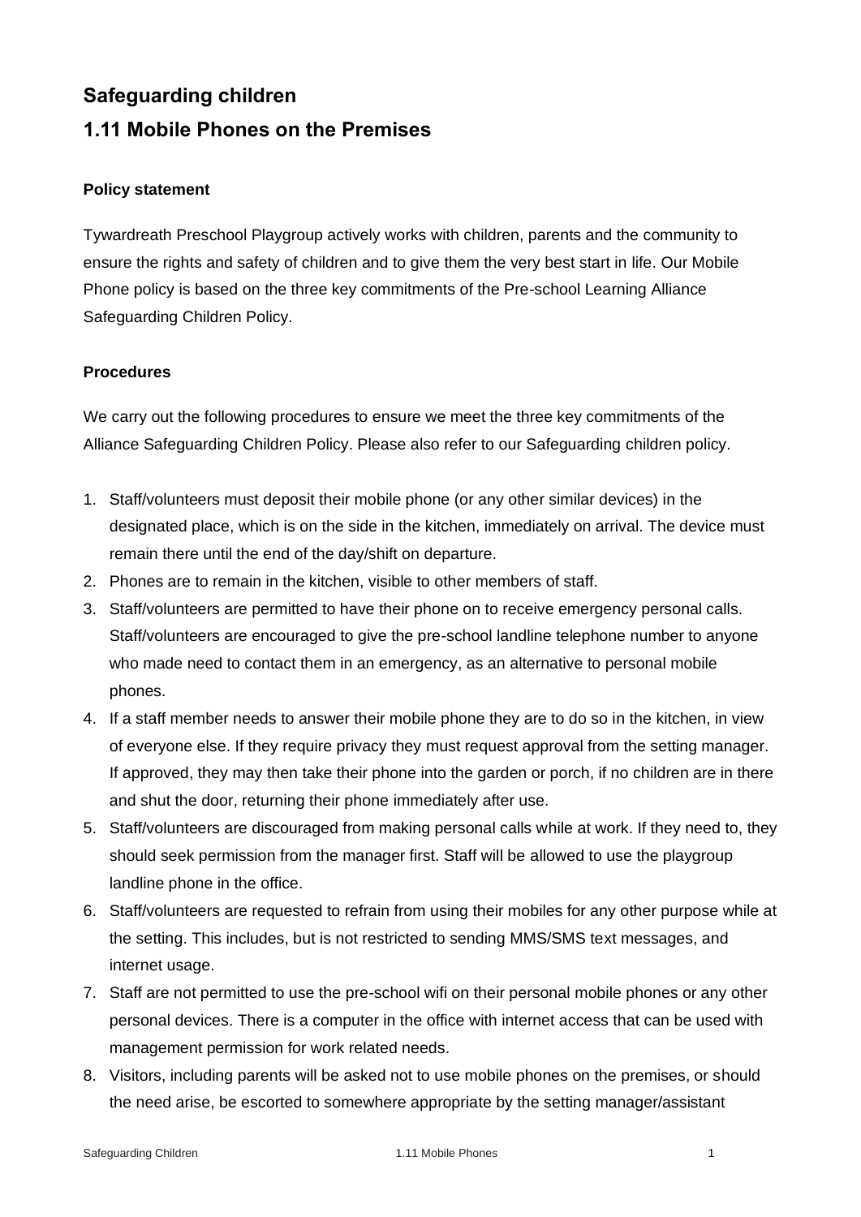## Safeguarding children

## 1.11 Mobile Phones on the Premises

### Policy statement

Tywardreath Preschool Playgroup actively works with children, parents and the community to ensure the rights and safety of children and to give them the very best start in life. Our Mobile Phone policy is based on the three key commitments of the Pre-school Learning Alliance Safeguarding Children Policy.

### Procedures

We carry out the following procedures to ensure we meet the three key commitments of the Alliance Safeguarding Children Policy. Please also refer to our Safeguarding children policy.

1. Staff/volunteers must deposit their mobile phone (or any other similar devices) in the designated place, which is on the side in the kitchen, immediately on arrival. The device must remain there until the end of the day/shift on departure.
2. Phones are to remain in the kitchen, visible to other members of staff.
3. Staff/volunteers are permitted to have their phone on to receive emergency personal calls. Staff/volunteers are encouraged to give the pre-school landline telephone number to anyone who made need to contact them in an emergency, as an alternative to personal mobile phones.
4. If a staff member needs to answer their mobile phone they are to do so in the kitchen, in view of everyone else. If they require privacy they must request approval from the setting manager. If approved, they may then take their phone into the garden or porch, if no children are in there and shut the door, returning their phone immediately after use.
5. Staff/volunteers are discouraged from making personal calls while at work. If they need to, they should seek permission from the manager first. Staff will be allowed to use the playgroup landline phone in the office.
6. Staff/volunteers are requested to refrain from using their mobiles for any other purpose while at the setting. This includes, but is not restricted to sending MMS/SMS text messages, and internet usage.
7. Staff are not permitted to use the pre-school wifi on their personal mobile phones or any other personal devices. There is a computer in the office with internet access that can be used with management permission for work related needs.
8. Visitors, including parents will be asked not to use mobile phones on the premises, or should the need arise, be escorted to somewhere appropriate by the setting manager/assistant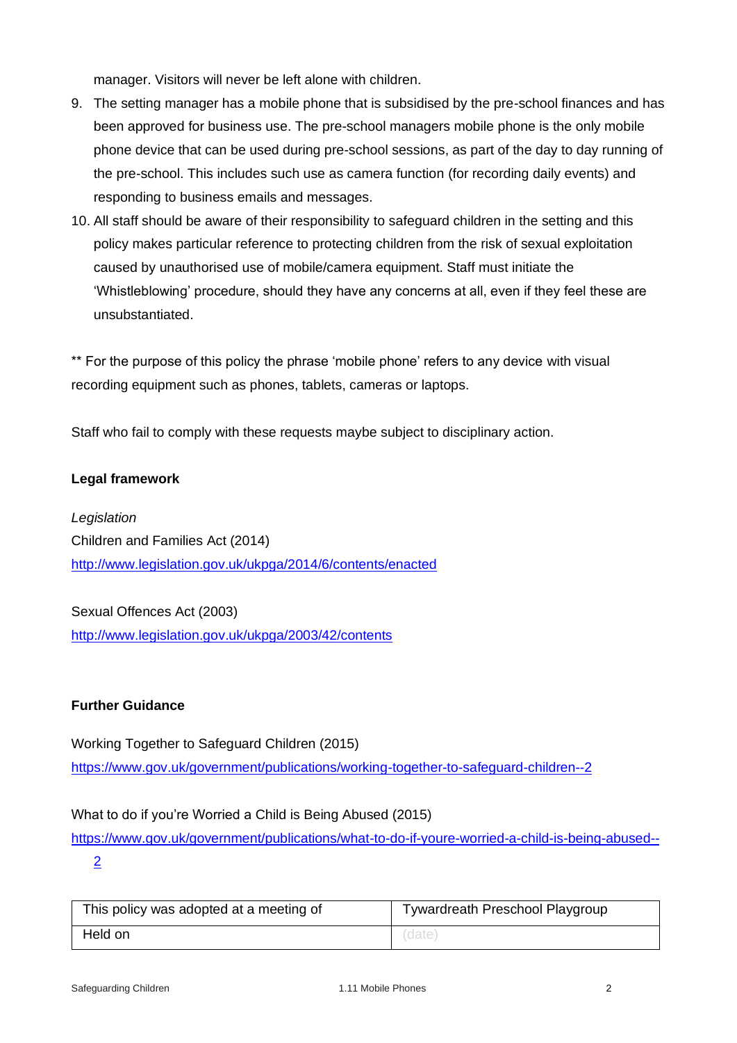manager. Visitors will never be left alone with children.

9. The setting manager has a mobile phone that is subsidised by the pre-school finances and has been approved for business use. The pre-school managers mobile phone is the only mobile phone device that can be used during pre-school sessions, as part of the day to day running of the pre-school. This includes such use as camera function (for recording daily events) and responding to business emails and messages.
10. All staff should be aware of their responsibility to safeguard children in the setting and this policy makes particular reference to protecting children from the risk of sexual exploitation caused by unauthorised use of mobile/camera equipment. Staff must initiate the 'Whistleblowing' procedure, should they have any concerns at all, even if they feel these are unsubstantiated.

** For the purpose of this policy the phrase 'mobile phone' refers to any device with visual recording equipment such as phones, tablets, cameras or laptops.

Staff who fail to comply with these requests maybe subject to disciplinary action.

**Legal framework**

*Legislation*

Children and Families Act (2014)
http://www.legislation.gov.uk/ukpga/2014/6/contents/enacted

Sexual Offences Act (2003)
http://www.legislation.gov.uk/ukpga/2003/42/contents

**Further Guidance**

Working Together to Safeguard Children (2015)
https://www.gov.uk/government/publications/working-together-to-safeguard-children--2

What to do if you're Worried a Child is Being Abused (2015)
https://www.gov.uk/government/publications/what-to-do-if-youre-worried-a-child-is-being-abused--2

| This policy was adopted at a meeting of | Tywardreath Preschool Playgroup |
|---|---|
| Held on | (date) |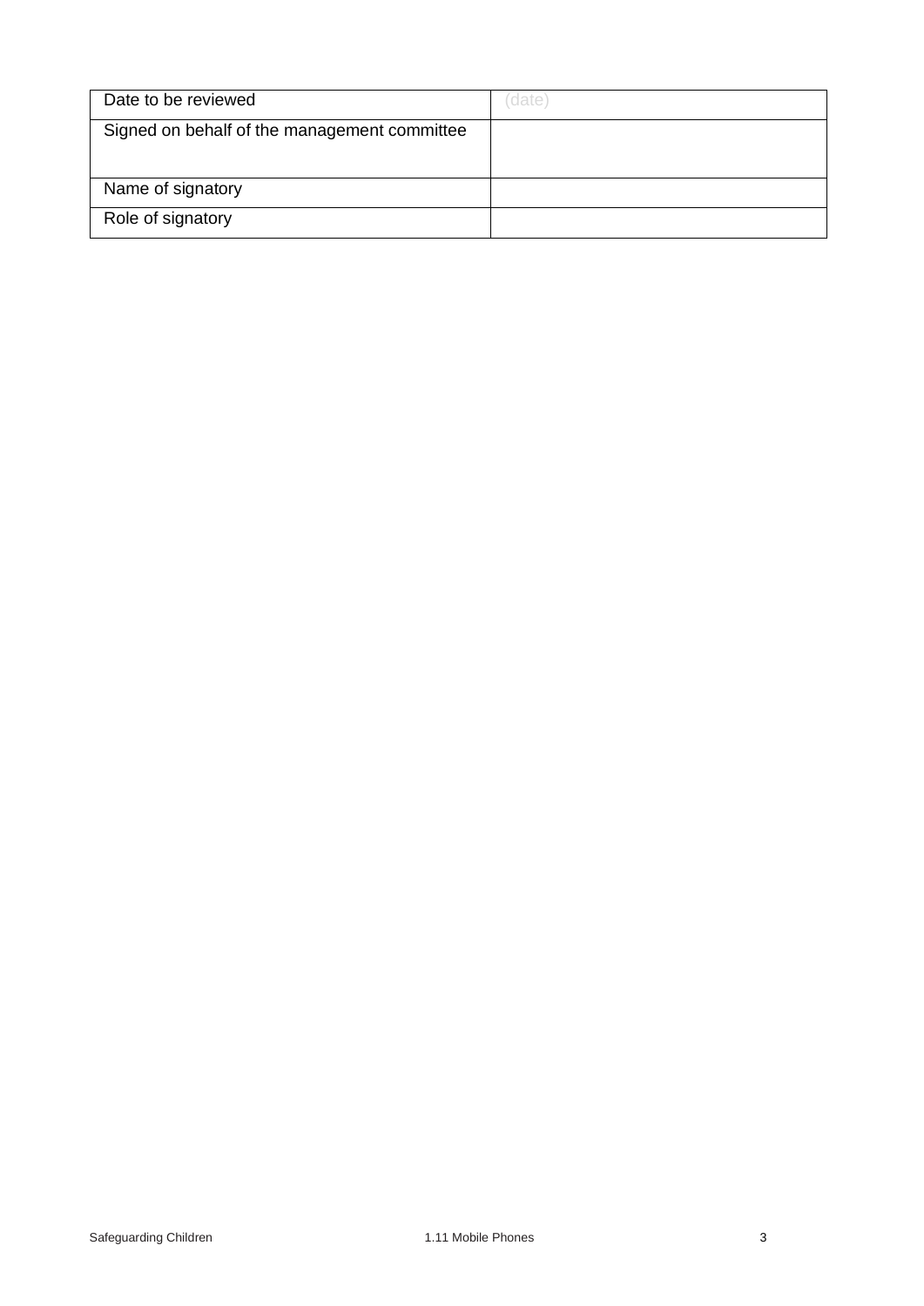| | |
|---|---|
| Date to be reviewed | (date) |
| Signed on behalf of the management committee | |
| Name of signatory | |
| Role of signatory | |